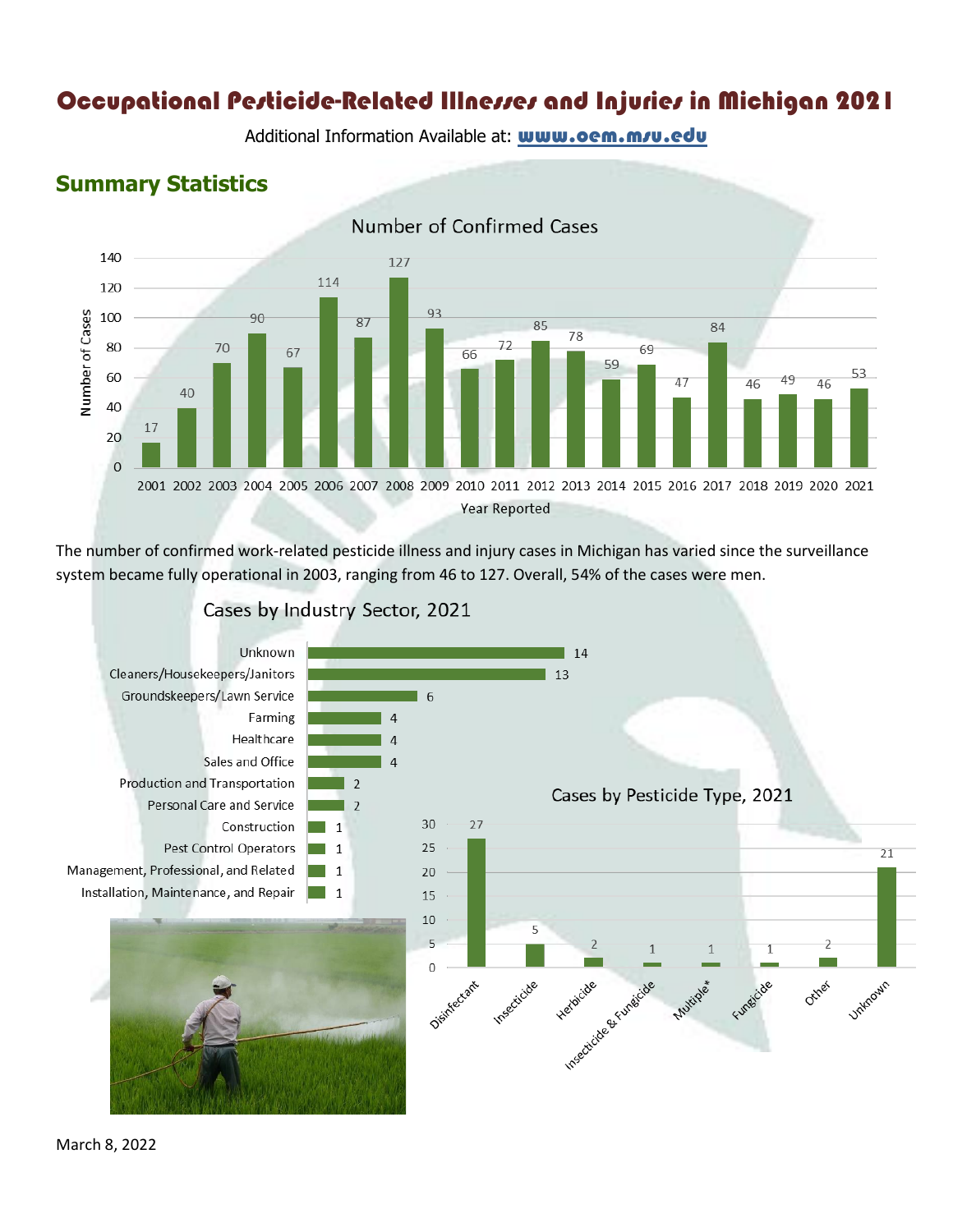# Occupational Pesticide-Related Illnesses and Injuries in Michigan 2021

Additional Information Available at: **www.oem.msu.edu**

## Summary Statistics

### Number of Confirmed Cases

| Year Reported | Number of Cases |
|---|---|
| 2001 | 17 |
| 2002 | 40 |
| 2003 | 70 |
| 2004 | 90 |
| 2005 | 67 |
| 2006 | 114 |
| 2007 | 87 |
| 2008 | 127 |
| 2009 | 93 |
| 2010 | 66 |
| 2011 | 72 |
| 2012 | 85 |
| 2013 | 78 |
| 2014 | 59 |
| 2015 | 69 |
| 2016 | 47 |
| 2017 | 84 |
| 2018 | 46 |
| 2019 | 49 |
| 2020 | 46 |
| 2021 | 53 |

The number of confirmed work-related pesticide illness and injury cases in Michigan has varied since the surveillance system became fully operational in 2003, ranging from 46 to 127. Overall, 54% of the cases were men.

### Cases by Industry Sector, 2021

| Industry Sector | Cases |
|---|---|
| Unknown | 14 |
| Cleaners/Housekeepers/Janitors | 13 |
| Groundskeepers/Lawn Service | 6 |
| Farming | 4 |
| Healthcare | 4 |
| Sales and Office | 4 |
| Production and Transportation | 2 |
| Personal Care and Service | 2 |
| Construction | 1 |
| Pest Control Operators | 1 |
| Management, Professional, and Related | 1 |
| Installation, Maintenance, and Repair | 1 |

### Cases by Pesticide Type, 2021

| Pesticide Type | Cases |
|---|---|
| Disinfectant | 27 |
| Insecticide | 5 |
| Herbicide | 2 |
| Insecticide & Fungicide | 1 |
| Multiple* | 1 |
| Fungicide | 1 |
| Other | 2 |
| Unknown | 21 |

March 8, 2022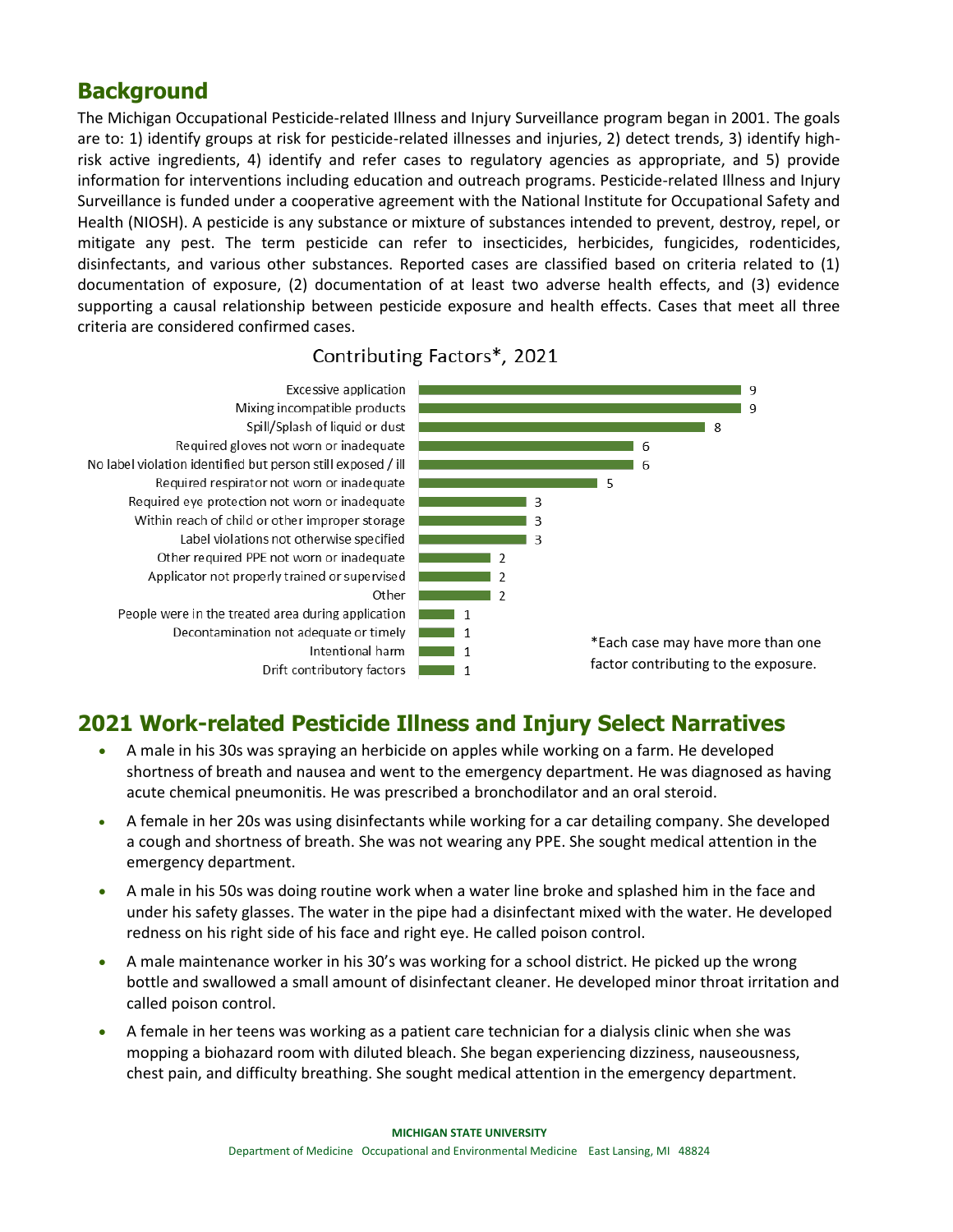## Background

The Michigan Occupational Pesticide-related Illness and Injury Surveillance program began in 2001. The goals are to: 1) identify groups at risk for pesticide-related illnesses and injuries, 2) detect trends, 3) identify high-risk active ingredients, 4) identify and refer cases to regulatory agencies as appropriate, and 5) provide information for interventions including education and outreach programs. Pesticide-related Illness and Injury Surveillance is funded under a cooperative agreement with the National Institute for Occupational Safety and Health (NIOSH). A pesticide is any substance or mixture of substances intended to prevent, destroy, repel, or mitigate any pest. The term pesticide can refer to insecticides, herbicides, fungicides, rodenticides, disinfectants, and various other substances. Reported cases are classified based on criteria related to (1) documentation of exposure, (2) documentation of at least two adverse health effects, and (3) evidence supporting a causal relationship between pesticide exposure and health effects. Cases that meet all three criteria are considered confirmed cases.

Contributing Factors*, 2021

Excessive application 9
Mixing incompatible products 9
Spill/Splash of liquid or dust 8
Required gloves not worn or inadequate 6
No label violation identified but person still exposed / ill 6
Required respirator not worn or inadequate 5
Required eye protection not worn or inadequate 3
Within reach of child or other improper storage 3
Label violations not otherwise specified 3
Other required PPE not worn or inadequate 2
Applicator not properly trained or supervised 2
Other 2
People were in the treated area during application 1
Decontamination not adequate or timely 1
Intentional harm 1
Drift contributory factors 1

*Each case may have more than one factor contributing to the exposure.

## 2021 Work-related Pesticide Illness and Injury Select Narratives

- A male in his 30s was spraying an herbicide on apples while working on a farm. He developed shortness of breath and nausea and went to the emergency department. He was diagnosed as having acute chemical pneumonitis. He was prescribed a bronchodilator and an oral steroid.
- A female in her 20s was using disinfectants while working for a car detailing company. She developed a cough and shortness of breath. She was not wearing any PPE. She sought medical attention in the emergency department.
- A male in his 50s was doing routine work when a water line broke and splashed him in the face and under his safety glasses. The water in the pipe had a disinfectant mixed with the water. He developed redness on his right side of his face and right eye. He called poison control.
- A male maintenance worker in his 30's was working for a school district. He picked up the wrong bottle and swallowed a small amount of disinfectant cleaner. He developed minor throat irritation and called poison control.
- A female in her teens was working as a patient care technician for a dialysis clinic when she was mopping a biohazard room with diluted bleach. She began experiencing dizziness, nauseousness, chest pain, and difficulty breathing. She sought medical attention in the emergency department.